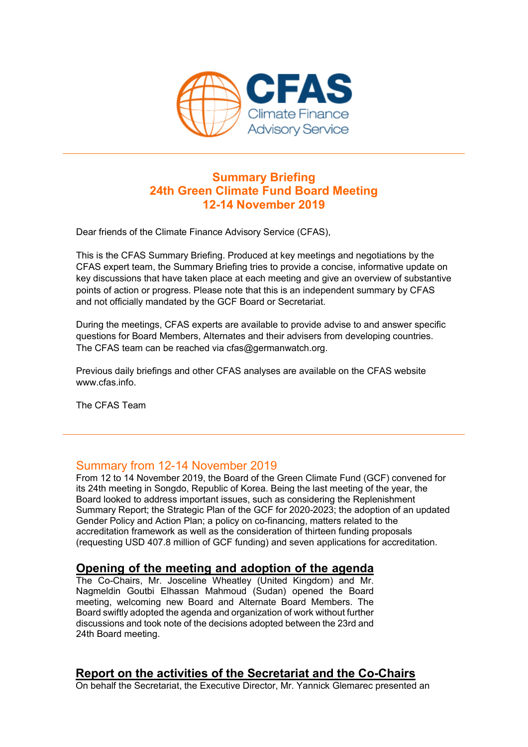# Summary Briefing
# 24th Green Climate Fund Board Meeting
# 12-14 November 2019

Dear friends of the Climate Finance Advisory Service (CFAS),

This is the CFAS Summary Briefing. Produced at key meetings and negotiations by the CFAS expert team, the Summary Briefing tries to provide a concise, informative update on key discussions that have taken place at each meeting and give an overview of substantive points of action or progress. Please note that this is an independent summary by CFAS and not officially mandated by the GCF Board or Secretariat.

During the meetings, CFAS experts are available to provide advise to and answer specific questions for Board Members, Alternates and their advisers from developing countries. The CFAS team can be reached via cfas@germanwatch.org.

Previous daily briefings and other CFAS analyses are available on the CFAS website www.cfas.info.

The CFAS Team

## Summary from 12-14 November 2019

From 12 to 14 November 2019, the Board of the Green Climate Fund (GCF) convened for its 24th meeting in Songdo, Republic of Korea. Being the last meeting of the year, the Board looked to address important issues, such as considering the Replenishment Summary Report; the Strategic Plan of the GCF for 2020-2023; the adoption of an updated Gender Policy and Action Plan; a policy on co-financing, matters related to the accreditation framework as well as the consideration of thirteen funding proposals (requesting USD 407.8 million of GCF funding) and seven applications for accreditation.

## Opening of the meeting and adoption of the agenda

The Co-Chairs, Mr. Josceline Wheatley (United Kingdom) and Mr. Nagmeldin Goutbi Elhassan Mahmoud (Sudan) opened the Board meeting, welcoming new Board and Alternate Board Members. The Board swiftly adopted the agenda and organization of work without further discussions and took note of the decisions adopted between the 23rd and 24th Board meeting.

## Report on the activities of the Secretariat and the Co-Chairs

On behalf the Secretariat, the Executive Director, Mr. Yannick Glemarec presented an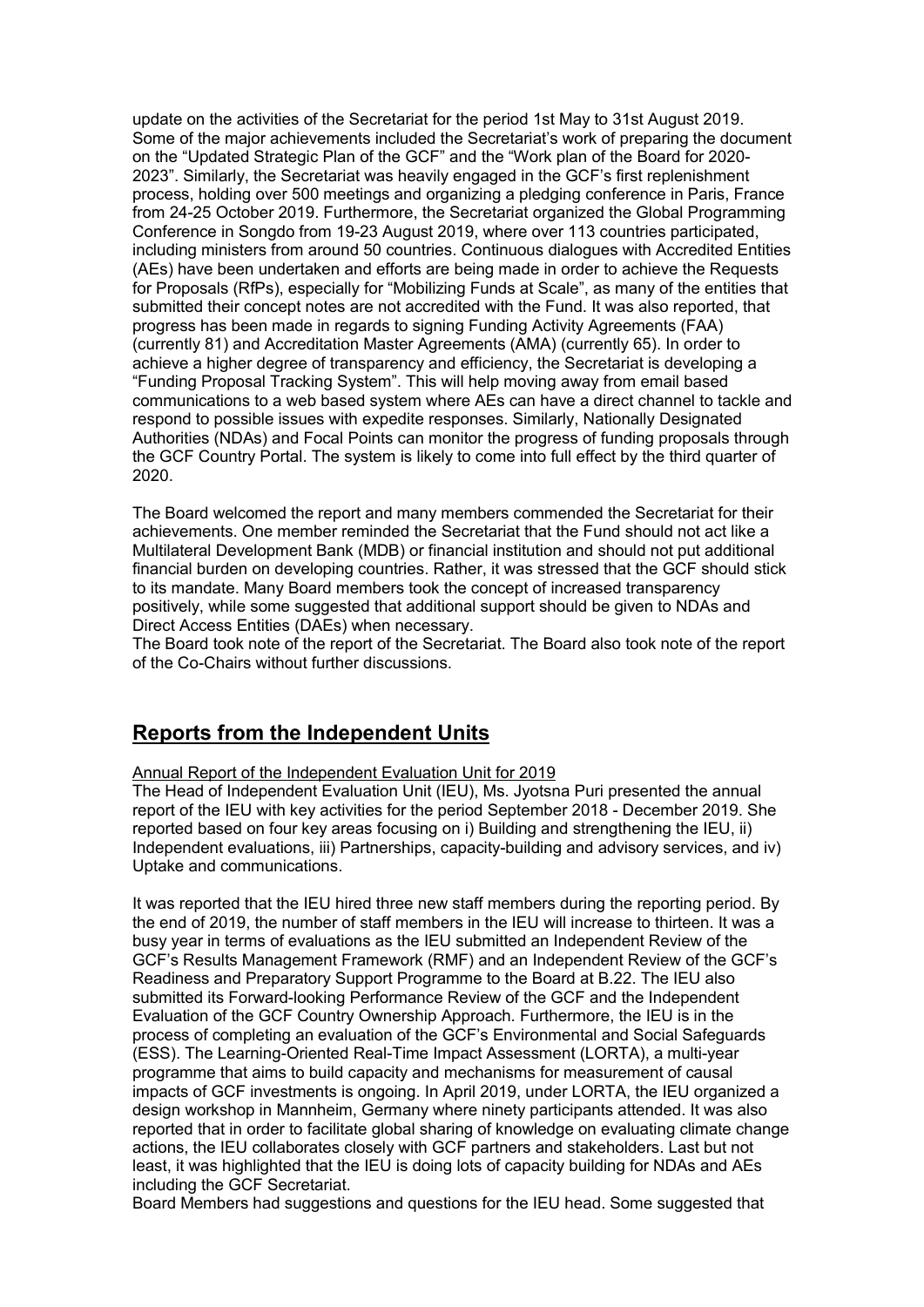update on the activities of the Secretariat for the period 1st May to 31st August 2019. Some of the major achievements included the Secretariat's work of preparing the document on the "Updated Strategic Plan of the GCF" and the "Work plan of the Board for 2020-2023". Similarly, the Secretariat was heavily engaged in the GCF's first replenishment process, holding over 500 meetings and organizing a pledging conference in Paris, France from 24-25 October 2019. Furthermore, the Secretariat organized the Global Programming Conference in Songdo from 19-23 August 2019, where over 113 countries participated, including ministers from around 50 countries. Continuous dialogues with Accredited Entities (AEs) have been undertaken and efforts are being made in order to achieve the Requests for Proposals (RfPs), especially for "Mobilizing Funds at Scale", as many of the entities that submitted their concept notes are not accredited with the Fund. It was also reported, that progress has been made in regards to signing Funding Activity Agreements (FAA) (currently 81) and Accreditation Master Agreements (AMA) (currently 65). In order to achieve a higher degree of transparency and efficiency, the Secretariat is developing a "Funding Proposal Tracking System". This will help moving away from email based communications to a web based system where AEs can have a direct channel to tackle and respond to possible issues with expedite responses. Similarly, Nationally Designated Authorities (NDAs) and Focal Points can monitor the progress of funding proposals through the GCF Country Portal. The system is likely to come into full effect by the third quarter of 2020.

The Board welcomed the report and many members commended the Secretariat for their achievements. One member reminded the Secretariat that the Fund should not act like a Multilateral Development Bank (MDB) or financial institution and should not put additional financial burden on developing countries. Rather, it was stressed that the GCF should stick to its mandate. Many Board members took the concept of increased transparency positively, while some suggested that additional support should be given to NDAs and Direct Access Entities (DAEs) when necessary.
The Board took note of the report of the Secretariat. The Board also took note of the report of the Co-Chairs without further discussions.

## Reports from the Independent Units

Annual Report of the Independent Evaluation Unit for 2019

The Head of Independent Evaluation Unit (IEU), Ms. Jyotsna Puri presented the annual report of the IEU with key activities for the period September 2018 - December 2019. She reported based on four key areas focusing on i) Building and strengthening the IEU, ii) Independent evaluations, iii) Partnerships, capacity-building and advisory services, and iv) Uptake and communications.

It was reported that the IEU hired three new staff members during the reporting period. By the end of 2019, the number of staff members in the IEU will increase to thirteen. It was a busy year in terms of evaluations as the IEU submitted an Independent Review of the GCF's Results Management Framework (RMF) and an Independent Review of the GCF's Readiness and Preparatory Support Programme to the Board at B.22. The IEU also submitted its Forward-looking Performance Review of the GCF and the Independent Evaluation of the GCF Country Ownership Approach. Furthermore, the IEU is in the process of completing an evaluation of the GCF's Environmental and Social Safeguards (ESS). The Learning-Oriented Real-Time Impact Assessment (LORTA), a multi-year programme that aims to build capacity and mechanisms for measurement of causal impacts of GCF investments is ongoing. In April 2019, under LORTA, the IEU organized a design workshop in Mannheim, Germany where ninety participants attended. It was also reported that in order to facilitate global sharing of knowledge on evaluating climate change actions, the IEU collaborates closely with GCF partners and stakeholders. Last but not least, it was highlighted that the IEU is doing lots of capacity building for NDAs and AEs including the GCF Secretariat.
Board Members had suggestions and questions for the IEU head. Some suggested that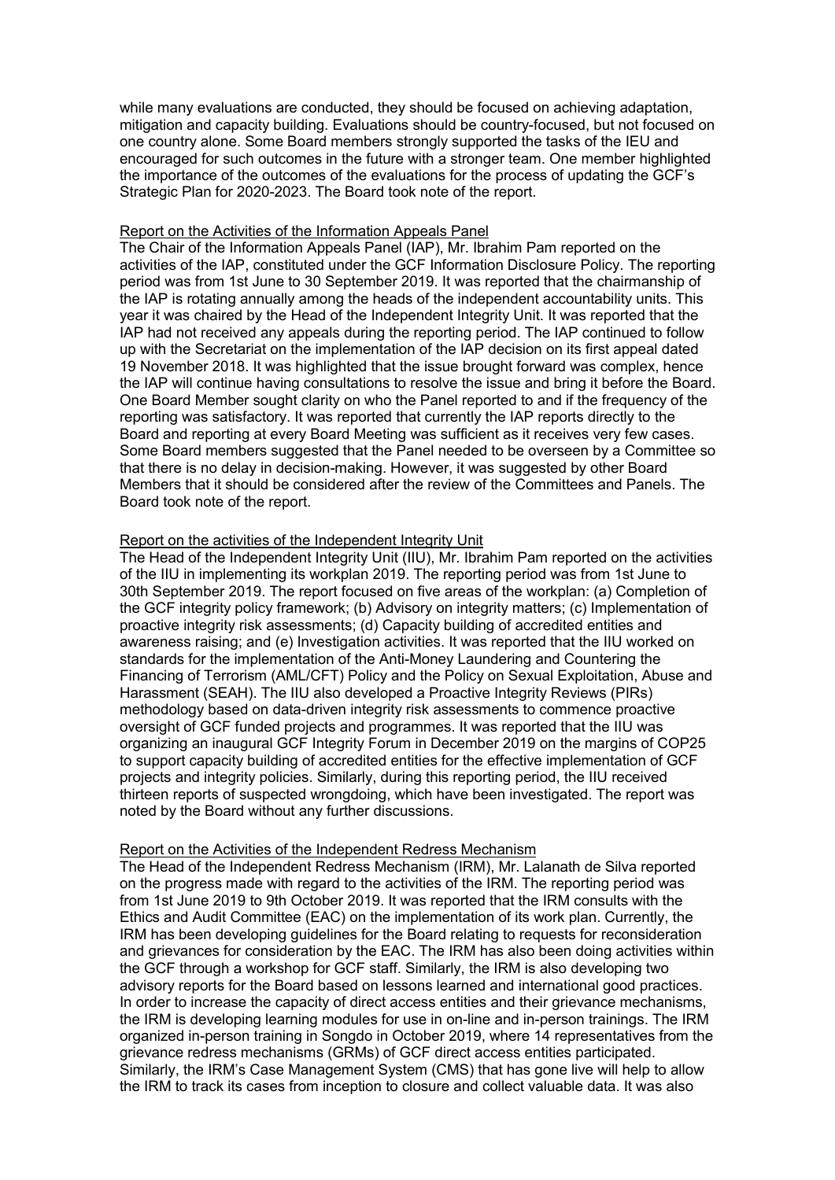while many evaluations are conducted, they should be focused on achieving adaptation, mitigation and capacity building. Evaluations should be country-focused, but not focused on one country alone. Some Board members strongly supported the tasks of the IEU and encouraged for such outcomes in the future with a stronger team. One member highlighted the importance of the outcomes of the evaluations for the process of updating the GCF's Strategic Plan for 2020-2023. The Board took note of the report.

Report on the Activities of the Information Appeals Panel

The Chair of the Information Appeals Panel (IAP), Mr. Ibrahim Pam reported on the activities of the IAP, constituted under the GCF Information Disclosure Policy. The reporting period was from 1st June to 30 September 2019. It was reported that the chairmanship of the IAP is rotating annually among the heads of the independent accountability units. This year it was chaired by the Head of the Independent Integrity Unit. It was reported that the IAP had not received any appeals during the reporting period. The IAP continued to follow up with the Secretariat on the implementation of the IAP decision on its first appeal dated 19 November 2018. It was highlighted that the issue brought forward was complex, hence the IAP will continue having consultations to resolve the issue and bring it before the Board. One Board Member sought clarity on who the Panel reported to and if the frequency of the reporting was satisfactory. It was reported that currently the IAP reports directly to the Board and reporting at every Board Meeting was sufficient as it receives very few cases. Some Board members suggested that the Panel needed to be overseen by a Committee so that there is no delay in decision-making. However, it was suggested by other Board Members that it should be considered after the review of the Committees and Panels. The Board took note of the report.

Report on the activities of the Independent Integrity Unit

The Head of the Independent Integrity Unit (IIU), Mr. Ibrahim Pam reported on the activities of the IIU in implementing its workplan 2019. The reporting period was from 1st June to 30th September 2019. The report focused on five areas of the workplan: (a) Completion of the GCF integrity policy framework; (b) Advisory on integrity matters; (c) Implementation of proactive integrity risk assessments; (d) Capacity building of accredited entities and awareness raising; and (e) Investigation activities. It was reported that the IIU worked on standards for the implementation of the Anti-Money Laundering and Countering the Financing of Terrorism (AML/CFT) Policy and the Policy on Sexual Exploitation, Abuse and Harassment (SEAH). The IIU also developed a Proactive Integrity Reviews (PIRs) methodology based on data-driven integrity risk assessments to commence proactive oversight of GCF funded projects and programmes. It was reported that the IIU was organizing an inaugural GCF Integrity Forum in December 2019 on the margins of COP25 to support capacity building of accredited entities for the effective implementation of GCF projects and integrity policies. Similarly, during this reporting period, the IIU received thirteen reports of suspected wrongdoing, which have been investigated. The report was noted by the Board without any further discussions.

Report on the Activities of the Independent Redress Mechanism

The Head of the Independent Redress Mechanism (IRM), Mr. Lalanath de Silva reported on the progress made with regard to the activities of the IRM. The reporting period was from 1st June 2019 to 9th October 2019. It was reported that the IRM consults with the Ethics and Audit Committee (EAC) on the implementation of its work plan. Currently, the IRM has been developing guidelines for the Board relating to requests for reconsideration and grievances for consideration by the EAC. The IRM has also been doing activities within the GCF through a workshop for GCF staff. Similarly, the IRM is also developing two advisory reports for the Board based on lessons learned and international good practices. In order to increase the capacity of direct access entities and their grievance mechanisms, the IRM is developing learning modules for use in on-line and in-person trainings. The IRM organized in-person training in Songdo in October 2019, where 14 representatives from the grievance redress mechanisms (GRMs) of GCF direct access entities participated. Similarly, the IRM's Case Management System (CMS) that has gone live will help to allow the IRM to track its cases from inception to closure and collect valuable data. It was also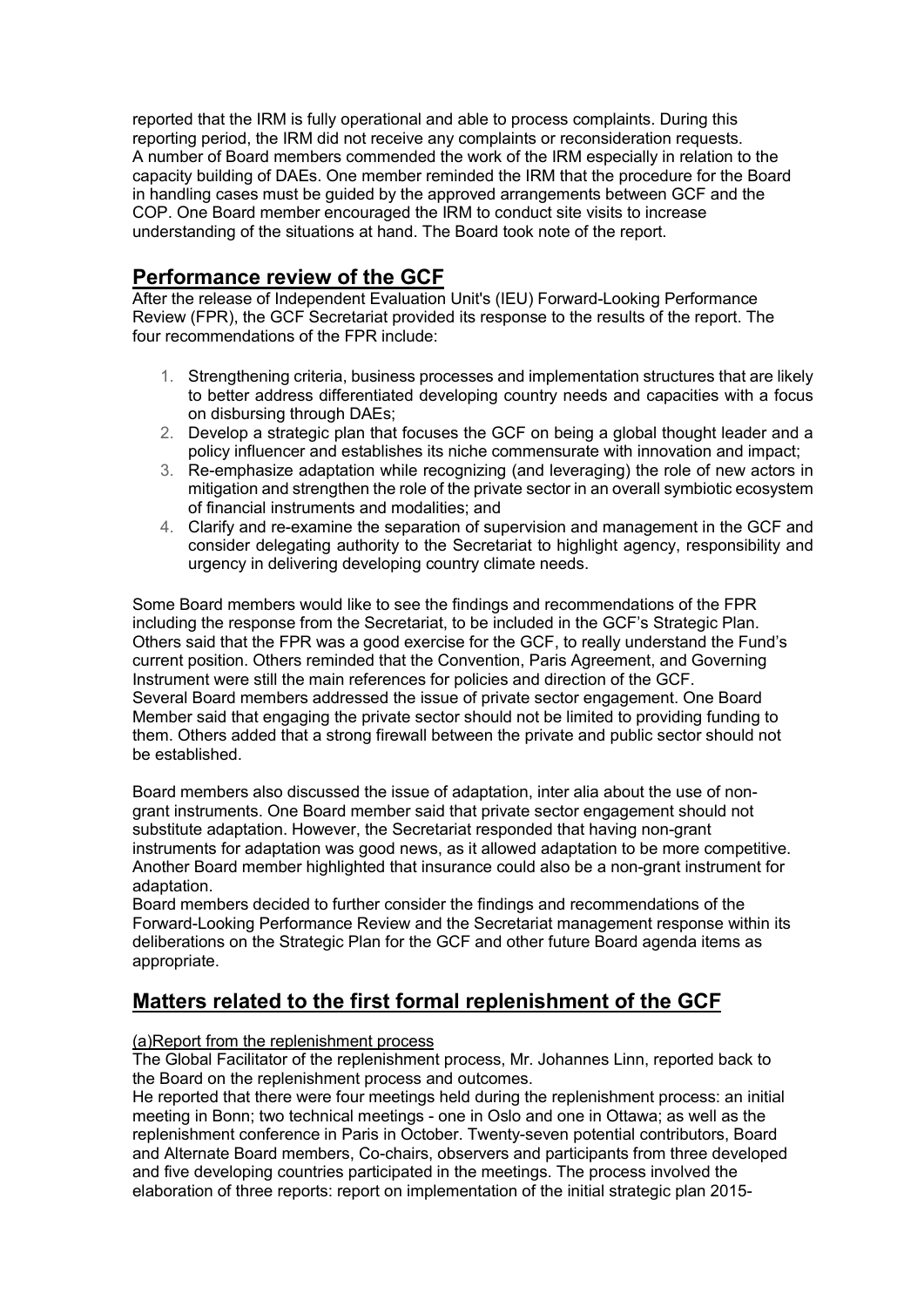reported that the IRM is fully operational and able to process complaints. During this reporting period, the IRM did not receive any complaints or reconsideration requests. A number of Board members commended the work of the IRM especially in relation to the capacity building of DAEs. One member reminded the IRM that the procedure for the Board in handling cases must be guided by the approved arrangements between GCF and the COP. One Board member encouraged the IRM to conduct site visits to increase understanding of the situations at hand. The Board took note of the report.

## Performance review of the GCF

After the release of Independent Evaluation Unit's (IEU) Forward-Looking Performance Review (FPR), the GCF Secretariat provided its response to the results of the report. The four recommendations of the FPR include:

1. Strengthening criteria, business processes and implementation structures that are likely to better address differentiated developing country needs and capacities with a focus on disbursing through DAEs;
2. Develop a strategic plan that focuses the GCF on being a global thought leader and a policy influencer and establishes its niche commensurate with innovation and impact;
3. Re-emphasize adaptation while recognizing (and leveraging) the role of new actors in mitigation and strengthen the role of the private sector in an overall symbiotic ecosystem of financial instruments and modalities; and
4. Clarify and re-examine the separation of supervision and management in the GCF and consider delegating authority to the Secretariat to highlight agency, responsibility and urgency in delivering developing country climate needs.

Some Board members would like to see the findings and recommendations of the FPR including the response from the Secretariat, to be included in the GCF's Strategic Plan. Others said that the FPR was a good exercise for the GCF, to really understand the Fund's current position. Others reminded that the Convention, Paris Agreement, and Governing Instrument were still the main references for policies and direction of the GCF. Several Board members addressed the issue of private sector engagement. One Board Member said that engaging the private sector should not be limited to providing funding to them. Others added that a strong firewall between the private and public sector should not be established.

Board members also discussed the issue of adaptation, inter alia about the use of non-grant instruments. One Board member said that private sector engagement should not substitute adaptation. However, the Secretariat responded that having non-grant instruments for adaptation was good news, as it allowed adaptation to be more competitive. Another Board member highlighted that insurance could also be a non-grant instrument for adaptation.
Board members decided to further consider the findings and recommendations of the Forward-Looking Performance Review and the Secretariat management response within its deliberations on the Strategic Plan for the GCF and other future Board agenda items as appropriate.

## Matters related to the first formal replenishment of the GCF

(a)Report from the replenishment process

The Global Facilitator of the replenishment process, Mr. Johannes Linn, reported back to the Board on the replenishment process and outcomes.
He reported that there were four meetings held during the replenishment process: an initial meeting in Bonn; two technical meetings - one in Oslo and one in Ottawa; as well as the replenishment conference in Paris in October. Twenty-seven potential contributors, Board and Alternate Board members, Co-chairs, observers and participants from three developed and five developing countries participated in the meetings. The process involved the elaboration of three reports: report on implementation of the initial strategic plan 2015-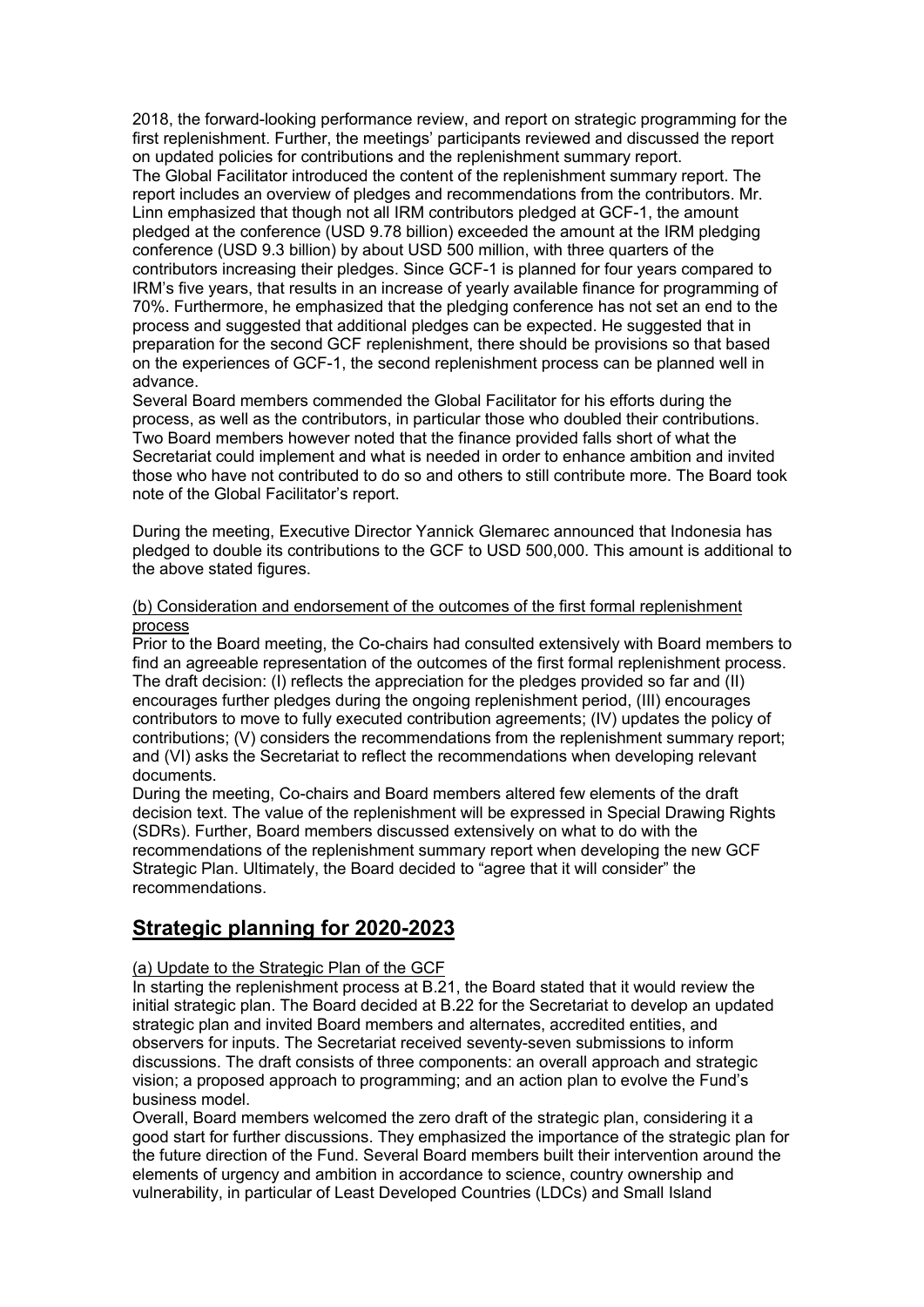2018, the forward-looking performance review, and report on strategic programming for the first replenishment. Further, the meetings' participants reviewed and discussed the report on updated policies for contributions and the replenishment summary report.
The Global Facilitator introduced the content of the replenishment summary report. The report includes an overview of pledges and recommendations from the contributors. Mr. Linn emphasized that though not all IRM contributors pledged at GCF-1, the amount pledged at the conference (USD 9.78 billion) exceeded the amount at the IRM pledging conference (USD 9.3 billion) by about USD 500 million, with three quarters of the contributors increasing their pledges. Since GCF-1 is planned for four years compared to IRM's five years, that results in an increase of yearly available finance for programming of 70%. Furthermore, he emphasized that the pledging conference has not set an end to the process and suggested that additional pledges can be expected. He suggested that in preparation for the second GCF replenishment, there should be provisions so that based on the experiences of GCF-1, the second replenishment process can be planned well in advance.
Several Board members commended the Global Facilitator for his efforts during the process, as well as the contributors, in particular those who doubled their contributions. Two Board members however noted that the finance provided falls short of what the Secretariat could implement and what is needed in order to enhance ambition and invited those who have not contributed to do so and others to still contribute more. The Board took note of the Global Facilitator's report.

During the meeting, Executive Director Yannick Glemarec announced that Indonesia has pledged to double its contributions to the GCF to USD 500,000. This amount is additional to the above stated figures.

(b) Consideration and endorsement of the outcomes of the first formal replenishment process

Prior to the Board meeting, the Co-chairs had consulted extensively with Board members to find an agreeable representation of the outcomes of the first formal replenishment process. The draft decision: (I) reflects the appreciation for the pledges provided so far and (II) encourages further pledges during the ongoing replenishment period, (III) encourages contributors to move to fully executed contribution agreements; (IV) updates the policy of contributions; (V) considers the recommendations from the replenishment summary report; and (VI) asks the Secretariat to reflect the recommendations when developing relevant documents.
During the meeting, Co-chairs and Board members altered few elements of the draft decision text. The value of the replenishment will be expressed in Special Drawing Rights (SDRs). Further, Board members discussed extensively on what to do with the recommendations of the replenishment summary report when developing the new GCF Strategic Plan. Ultimately, the Board decided to "agree that it will consider" the recommendations.

## Strategic planning for 2020-2023

(a) Update to the Strategic Plan of the GCF

In starting the replenishment process at B.21, the Board stated that it would review the initial strategic plan. The Board decided at B.22 for the Secretariat to develop an updated strategic plan and invited Board members and alternates, accredited entities, and observers for inputs. The Secretariat received seventy-seven submissions to inform discussions. The draft consists of three components: an overall approach and strategic vision; a proposed approach to programming; and an action plan to evolve the Fund's business model.
Overall, Board members welcomed the zero draft of the strategic plan, considering it a good start for further discussions. They emphasized the importance of the strategic plan for the future direction of the Fund. Several Board members built their intervention around the elements of urgency and ambition in accordance to science, country ownership and vulnerability, in particular of Least Developed Countries (LDCs) and Small Island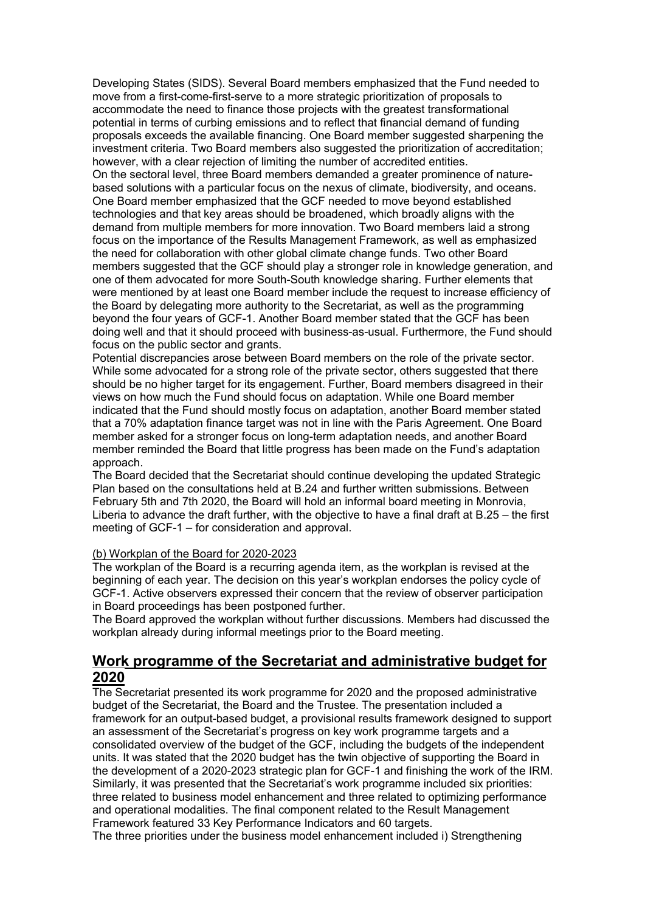Developing States (SIDS). Several Board members emphasized that the Fund needed to move from a first-come-first-serve to a more strategic prioritization of proposals to accommodate the need to finance those projects with the greatest transformational potential in terms of curbing emissions and to reflect that financial demand of funding proposals exceeds the available financing. One Board member suggested sharpening the investment criteria. Two Board members also suggested the prioritization of accreditation; however, with a clear rejection of limiting the number of accredited entities.

On the sectoral level, three Board members demanded a greater prominence of nature-based solutions with a particular focus on the nexus of climate, biodiversity, and oceans. One Board member emphasized that the GCF needed to move beyond established technologies and that key areas should be broadened, which broadly aligns with the demand from multiple members for more innovation. Two Board members laid a strong focus on the importance of the Results Management Framework, as well as emphasized the need for collaboration with other global climate change funds. Two other Board members suggested that the GCF should play a stronger role in knowledge generation, and one of them advocated for more South-South knowledge sharing. Further elements that were mentioned by at least one Board member include the request to increase efficiency of the Board by delegating more authority to the Secretariat, as well as the programming beyond the four years of GCF-1. Another Board member stated that the GCF has been doing well and that it should proceed with business-as-usual. Furthermore, the Fund should focus on the public sector and grants.

Potential discrepancies arose between Board members on the role of the private sector. While some advocated for a strong role of the private sector, others suggested that there should be no higher target for its engagement. Further, Board members disagreed in their views on how much the Fund should focus on adaptation. While one Board member indicated that the Fund should mostly focus on adaptation, another Board member stated that a 70% adaptation finance target was not in line with the Paris Agreement. One Board member asked for a stronger focus on long-term adaptation needs, and another Board member reminded the Board that little progress has been made on the Fund's adaptation approach.

The Board decided that the Secretariat should continue developing the updated Strategic Plan based on the consultations held at B.24 and further written submissions. Between February 5th and 7th 2020, the Board will hold an informal board meeting in Monrovia, Liberia to advance the draft further, with the objective to have a final draft at B.25 – the first meeting of GCF-1 – for consideration and approval.

(b) Workplan of the Board for 2020-2023

The workplan of the Board is a recurring agenda item, as the workplan is revised at the beginning of each year. The decision on this year's workplan endorses the policy cycle of GCF-1. Active observers expressed their concern that the review of observer participation in Board proceedings has been postponed further.

The Board approved the workplan without further discussions. Members had discussed the workplan already during informal meetings prior to the Board meeting.

## Work programme of the Secretariat and administrative budget for 2020

The Secretariat presented its work programme for 2020 and the proposed administrative budget of the Secretariat, the Board and the Trustee. The presentation included a framework for an output-based budget, a provisional results framework designed to support an assessment of the Secretariat's progress on key work programme targets and a consolidated overview of the budget of the GCF, including the budgets of the independent units. It was stated that the 2020 budget has the twin objective of supporting the Board in the development of a 2020-2023 strategic plan for GCF-1 and finishing the work of the IRM. Similarly, it was presented that the Secretariat's work programme included six priorities: three related to business model enhancement and three related to optimizing performance and operational modalities. The final component related to the Result Management Framework featured 33 Key Performance Indicators and 60 targets.

The three priorities under the business model enhancement included i) Strengthening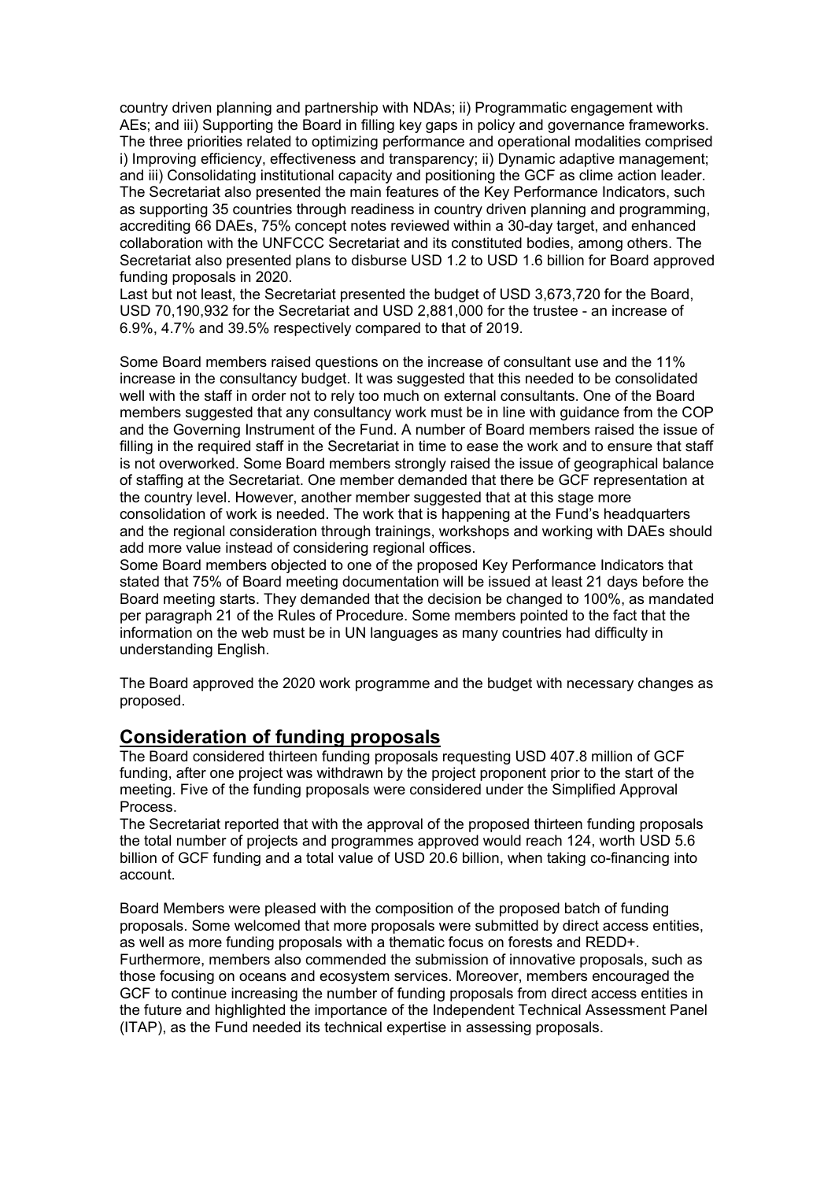country driven planning and partnership with NDAs; ii) Programmatic engagement with AEs; and iii) Supporting the Board in filling key gaps in policy and governance frameworks. The three priorities related to optimizing performance and operational modalities comprised i) Improving efficiency, effectiveness and transparency; ii) Dynamic adaptive management; and iii) Consolidating institutional capacity and positioning the GCF as clime action leader. The Secretariat also presented the main features of the Key Performance Indicators, such as supporting 35 countries through readiness in country driven planning and programming, accrediting 66 DAEs, 75% concept notes reviewed within a 30-day target, and enhanced collaboration with the UNFCCC Secretariat and its constituted bodies, among others. The Secretariat also presented plans to disburse USD 1.2 to USD 1.6 billion for Board approved funding proposals in 2020.
Last but not least, the Secretariat presented the budget of USD 3,673,720 for the Board, USD 70,190,932 for the Secretariat and USD 2,881,000 for the trustee - an increase of 6.9%, 4.7% and 39.5% respectively compared to that of 2019.

Some Board members raised questions on the increase of consultant use and the 11% increase in the consultancy budget. It was suggested that this needed to be consolidated well with the staff in order not to rely too much on external consultants. One of the Board members suggested that any consultancy work must be in line with guidance from the COP and the Governing Instrument of the Fund. A number of Board members raised the issue of filling in the required staff in the Secretariat in time to ease the work and to ensure that staff is not overworked. Some Board members strongly raised the issue of geographical balance of staffing at the Secretariat. One member demanded that there be GCF representation at the country level. However, another member suggested that at this stage more consolidation of work is needed. The work that is happening at the Fund's headquarters and the regional consideration through trainings, workshops and working with DAEs should add more value instead of considering regional offices.
Some Board members objected to one of the proposed Key Performance Indicators that stated that 75% of Board meeting documentation will be issued at least 21 days before the Board meeting starts. They demanded that the decision be changed to 100%, as mandated per paragraph 21 of the Rules of Procedure. Some members pointed to the fact that the information on the web must be in UN languages as many countries had difficulty in understanding English.

The Board approved the 2020 work programme and the budget with necessary changes as proposed.

## Consideration of funding proposals

The Board considered thirteen funding proposals requesting USD 407.8 million of GCF funding, after one project was withdrawn by the project proponent prior to the start of the meeting. Five of the funding proposals were considered under the Simplified Approval Process.
The Secretariat reported that with the approval of the proposed thirteen funding proposals the total number of projects and programmes approved would reach 124, worth USD 5.6 billion of GCF funding and a total value of USD 20.6 billion, when taking co-financing into account.

Board Members were pleased with the composition of the proposed batch of funding proposals. Some welcomed that more proposals were submitted by direct access entities, as well as more funding proposals with a thematic focus on forests and REDD+. Furthermore, members also commended the submission of innovative proposals, such as those focusing on oceans and ecosystem services. Moreover, members encouraged the GCF to continue increasing the number of funding proposals from direct access entities in the future and highlighted the importance of the Independent Technical Assessment Panel (ITAP), as the Fund needed its technical expertise in assessing proposals.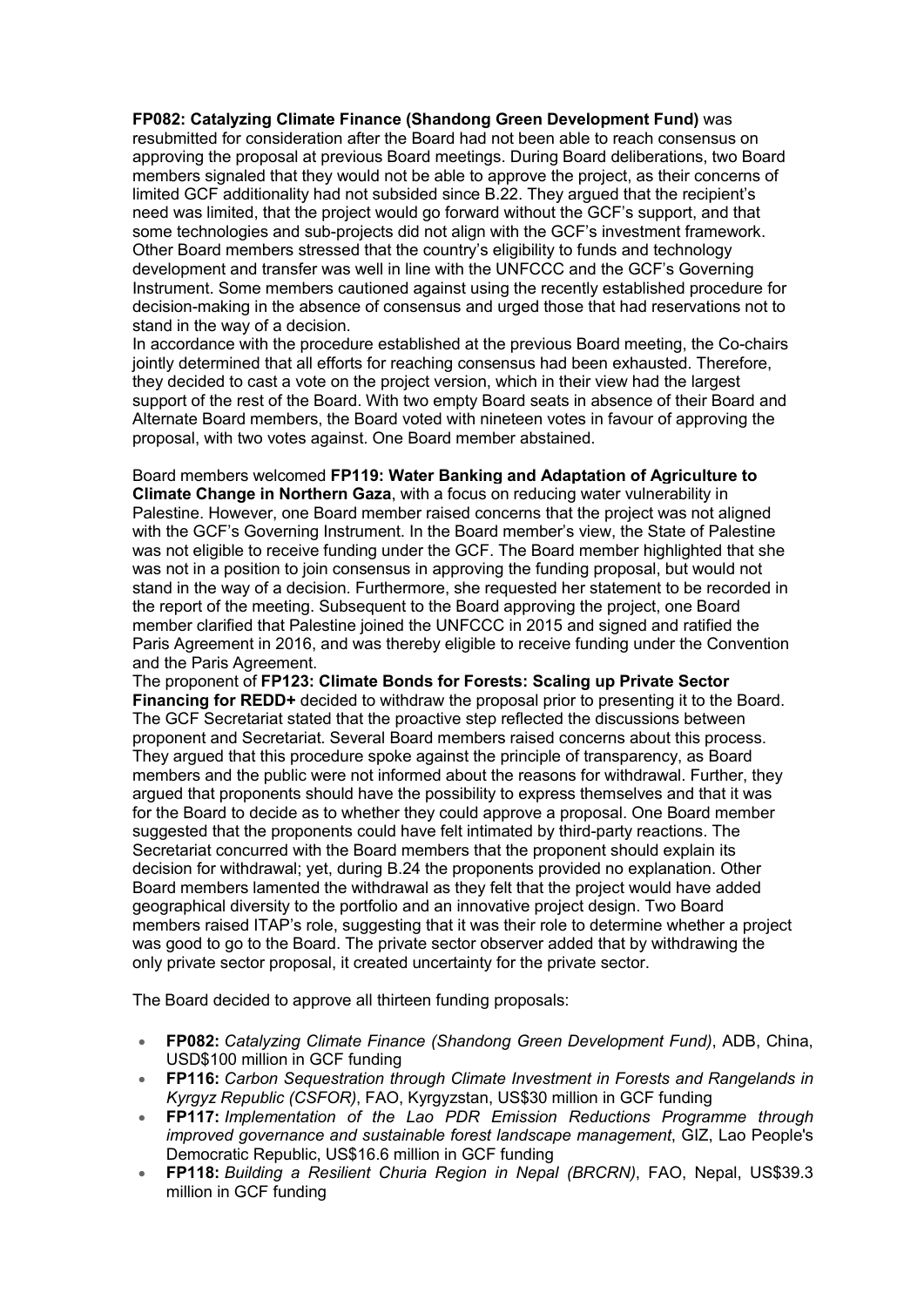**FP082: Catalyzing Climate Finance (Shandong Green Development Fund)** was resubmitted for consideration after the Board had not been able to reach consensus on approving the proposal at previous Board meetings. During Board deliberations, two Board members signaled that they would not be able to approve the project, as their concerns of limited GCF additionality had not subsided since B.22. They argued that the recipient's need was limited, that the project would go forward without the GCF's support, and that some technologies and sub-projects did not align with the GCF's investment framework. Other Board members stressed that the country's eligibility to funds and technology development and transfer was well in line with the UNFCCC and the GCF's Governing Instrument. Some members cautioned against using the recently established procedure for decision-making in the absence of consensus and urged those that had reservations not to stand in the way of a decision.

In accordance with the procedure established at the previous Board meeting, the Co-chairs jointly determined that all efforts for reaching consensus had been exhausted. Therefore, they decided to cast a vote on the project version, which in their view had the largest support of the rest of the Board. With two empty Board seats in absence of their Board and Alternate Board members, the Board voted with nineteen votes in favour of approving the proposal, with two votes against. One Board member abstained.

Board members welcomed **FP119: Water Banking and Adaptation of Agriculture to Climate Change in Northern Gaza**, with a focus on reducing water vulnerability in Palestine. However, one Board member raised concerns that the project was not aligned with the GCF's Governing Instrument. In the Board member's view, the State of Palestine was not eligible to receive funding under the GCF. The Board member highlighted that she was not in a position to join consensus in approving the funding proposal, but would not stand in the way of a decision. Furthermore, she requested her statement to be recorded in the report of the meeting. Subsequent to the Board approving the project, one Board member clarified that Palestine joined the UNFCCC in 2015 and signed and ratified the Paris Agreement in 2016, and was thereby eligible to receive funding under the Convention and the Paris Agreement.

The proponent of **FP123: Climate Bonds for Forests: Scaling up Private Sector Financing for REDD+** decided to withdraw the proposal prior to presenting it to the Board. The GCF Secretariat stated that the proactive step reflected the discussions between proponent and Secretariat. Several Board members raised concerns about this process. They argued that this procedure spoke against the principle of transparency, as Board members and the public were not informed about the reasons for withdrawal. Further, they argued that proponents should have the possibility to express themselves and that it was for the Board to decide as to whether they could approve a proposal. One Board member suggested that the proponents could have felt intimated by third-party reactions. The Secretariat concurred with the Board members that the proponent should explain its decision for withdrawal; yet, during B.24 the proponents provided no explanation. Other Board members lamented the withdrawal as they felt that the project would have added geographical diversity to the portfolio and an innovative project design. Two Board members raised ITAP's role, suggesting that it was their role to determine whether a project was good to go to the Board. The private sector observer added that by withdrawing the only private sector proposal, it created uncertainty for the private sector.

The Board decided to approve all thirteen funding proposals:

- **FP082:** *Catalyzing Climate Finance (Shandong Green Development Fund)*, ADB, China, USD$100 million in GCF funding
- **FP116:** *Carbon Sequestration through Climate Investment in Forests and Rangelands in Kyrgyz Republic (CSFOR)*, FAO, Kyrgyzstan, US$30 million in GCF funding
- **FP117:** *Implementation of the Lao PDR Emission Reductions Programme through improved governance and sustainable forest landscape management*, GIZ, Lao People's Democratic Republic, US$16.6 million in GCF funding
- **FP118:** *Building a Resilient Churia Region in Nepal (BRCRN)*, FAO, Nepal, US$39.3 million in GCF funding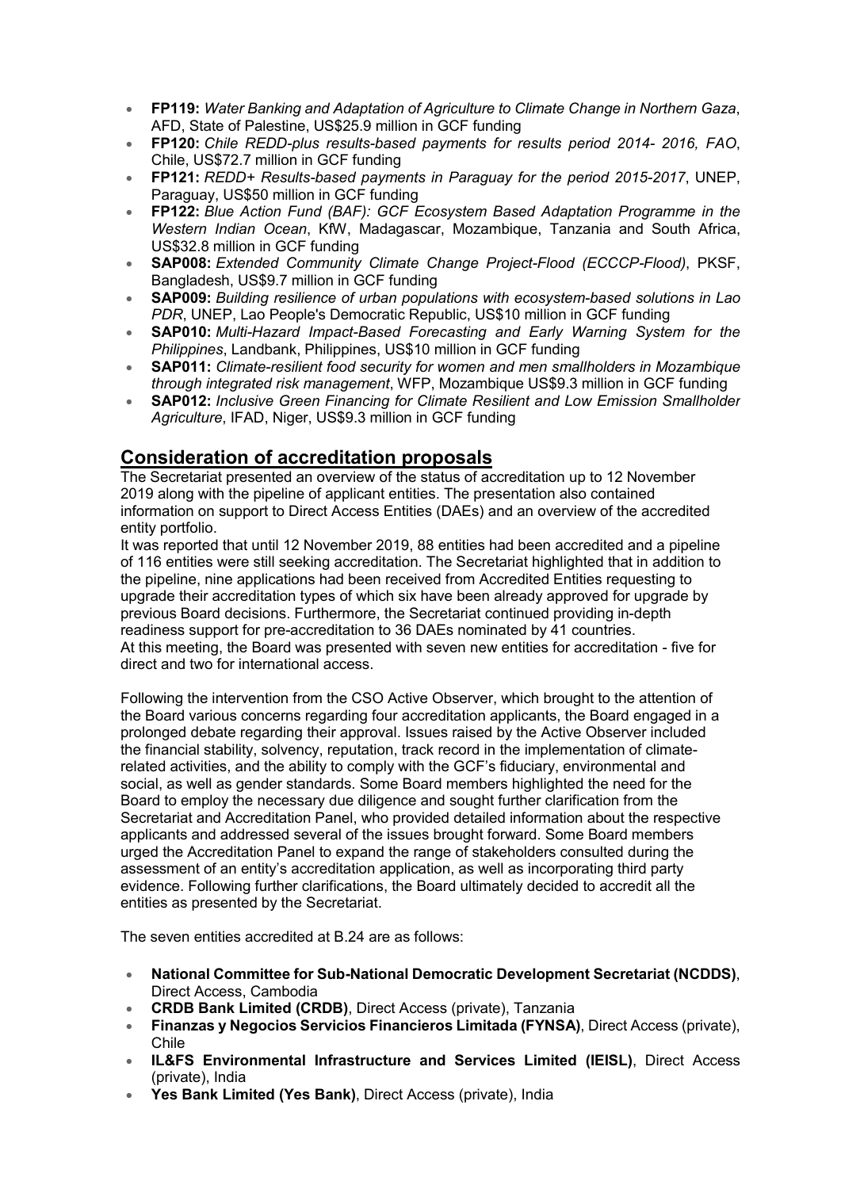- **FP119:** *Water Banking and Adaptation of Agriculture to Climate Change in Northern Gaza*, AFD, State of Palestine, US$25.9 million in GCF funding
- **FP120:** *Chile REDD-plus results-based payments for results period 2014- 2016, FAO*, Chile, US$72.7 million in GCF funding
- **FP121:** *REDD+ Results-based payments in Paraguay for the period 2015-2017*, UNEP, Paraguay, US$50 million in GCF funding
- **FP122:** *Blue Action Fund (BAF): GCF Ecosystem Based Adaptation Programme in the Western Indian Ocean*, KfW, Madagascar, Mozambique, Tanzania and South Africa, US$32.8 million in GCF funding
- **SAP008:** *Extended Community Climate Change Project-Flood (ECCCP-Flood)*, PKSF, Bangladesh, US$9.7 million in GCF funding
- **SAP009:** *Building resilience of urban populations with ecosystem-based solutions in Lao PDR*, UNEP, Lao People's Democratic Republic, US$10 million in GCF funding
- **SAP010:** *Multi-Hazard Impact-Based Forecasting and Early Warning System for the Philippines*, Landbank, Philippines, US$10 million in GCF funding
- **SAP011:** *Climate-resilient food security for women and men smallholders in Mozambique through integrated risk management*, WFP, Mozambique US$9.3 million in GCF funding
- **SAP012:** *Inclusive Green Financing for Climate Resilient and Low Emission Smallholder Agriculture*, IFAD, Niger, US$9.3 million in GCF funding

## Consideration of accreditation proposals

The Secretariat presented an overview of the status of accreditation up to 12 November 2019 along with the pipeline of applicant entities. The presentation also contained information on support to Direct Access Entities (DAEs) and an overview of the accredited entity portfolio.

It was reported that until 12 November 2019, 88 entities had been accredited and a pipeline of 116 entities were still seeking accreditation. The Secretariat highlighted that in addition to the pipeline, nine applications had been received from Accredited Entities requesting to upgrade their accreditation types of which six have been already approved for upgrade by previous Board decisions. Furthermore, the Secretariat continued providing in-depth readiness support for pre-accreditation to 36 DAEs nominated by 41 countries.

At this meeting, the Board was presented with seven new entities for accreditation - five for direct and two for international access.

Following the intervention from the CSO Active Observer, which brought to the attention of the Board various concerns regarding four accreditation applicants, the Board engaged in a prolonged debate regarding their approval. Issues raised by the Active Observer included the financial stability, solvency, reputation, track record in the implementation of climate-related activities, and the ability to comply with the GCF's fiduciary, environmental and social, as well as gender standards. Some Board members highlighted the need for the Board to employ the necessary due diligence and sought further clarification from the Secretariat and Accreditation Panel, who provided detailed information about the respective applicants and addressed several of the issues brought forward. Some Board members urged the Accreditation Panel to expand the range of stakeholders consulted during the assessment of an entity's accreditation application, as well as incorporating third party evidence. Following further clarifications, the Board ultimately decided to accredit all the entities as presented by the Secretariat.

The seven entities accredited at B.24 are as follows:

- **National Committee for Sub-National Democratic Development Secretariat (NCDDS)**, Direct Access, Cambodia
- **CRDB Bank Limited (CRDB)**, Direct Access (private), Tanzania
- **Finanzas y Negocios Servicios Financieros Limitada (FYNSA)**, Direct Access (private), Chile
- **IL&FS Environmental Infrastructure and Services Limited (IEISL)**, Direct Access (private), India
- **Yes Bank Limited (Yes Bank)**, Direct Access (private), India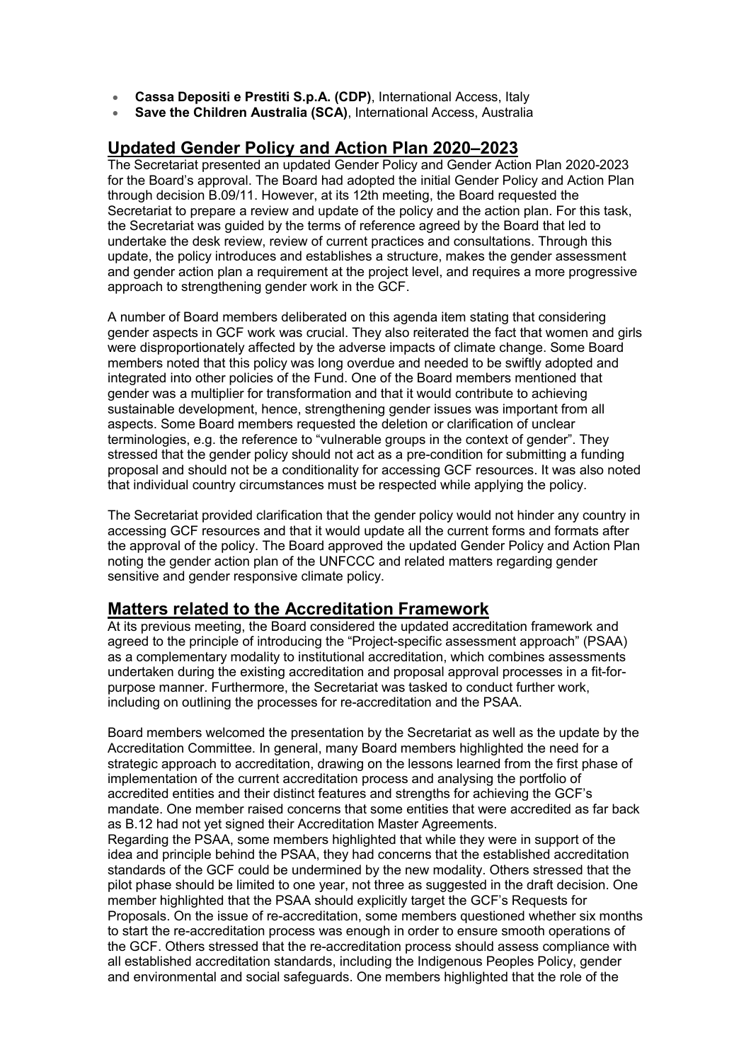- **Cassa Depositi e Prestiti S.p.A. (CDP)**, International Access, Italy
- **Save the Children Australia (SCA)**, International Access, Australia

## Updated Gender Policy and Action Plan 2020–2023

The Secretariat presented an updated Gender Policy and Gender Action Plan 2020-2023 for the Board's approval. The Board had adopted the initial Gender Policy and Action Plan through decision B.09/11. However, at its 12th meeting, the Board requested the Secretariat to prepare a review and update of the policy and the action plan. For this task, the Secretariat was guided by the terms of reference agreed by the Board that led to undertake the desk review, review of current practices and consultations. Through this update, the policy introduces and establishes a structure, makes the gender assessment and gender action plan a requirement at the project level, and requires a more progressive approach to strengthening gender work in the GCF.

A number of Board members deliberated on this agenda item stating that considering gender aspects in GCF work was crucial. They also reiterated the fact that women and girls were disproportionately affected by the adverse impacts of climate change. Some Board members noted that this policy was long overdue and needed to be swiftly adopted and integrated into other policies of the Fund. One of the Board members mentioned that gender was a multiplier for transformation and that it would contribute to achieving sustainable development, hence, strengthening gender issues was important from all aspects. Some Board members requested the deletion or clarification of unclear terminologies, e.g. the reference to "vulnerable groups in the context of gender". They stressed that the gender policy should not act as a pre-condition for submitting a funding proposal and should not be a conditionality for accessing GCF resources. It was also noted that individual country circumstances must be respected while applying the policy.

The Secretariat provided clarification that the gender policy would not hinder any country in accessing GCF resources and that it would update all the current forms and formats after the approval of the policy. The Board approved the updated Gender Policy and Action Plan noting the gender action plan of the UNFCCC and related matters regarding gender sensitive and gender responsive climate policy.

## Matters related to the Accreditation Framework

At its previous meeting, the Board considered the updated accreditation framework and agreed to the principle of introducing the "Project-specific assessment approach" (PSAA) as a complementary modality to institutional accreditation, which combines assessments undertaken during the existing accreditation and proposal approval processes in a fit-for-purpose manner. Furthermore, the Secretariat was tasked to conduct further work, including on outlining the processes for re-accreditation and the PSAA.

Board members welcomed the presentation by the Secretariat as well as the update by the Accreditation Committee. In general, many Board members highlighted the need for a strategic approach to accreditation, drawing on the lessons learned from the first phase of implementation of the current accreditation process and analysing the portfolio of accredited entities and their distinct features and strengths for achieving the GCF's mandate. One member raised concerns that some entities that were accredited as far back as B.12 had not yet signed their Accreditation Master Agreements.
Regarding the PSAA, some members highlighted that while they were in support of the idea and principle behind the PSAA, they had concerns that the established accreditation standards of the GCF could be undermined by the new modality. Others stressed that the pilot phase should be limited to one year, not three as suggested in the draft decision. One member highlighted that the PSAA should explicitly target the GCF's Requests for Proposals. On the issue of re-accreditation, some members questioned whether six months to start the re-accreditation process was enough in order to ensure smooth operations of the GCF. Others stressed that the re-accreditation process should assess compliance with all established accreditation standards, including the Indigenous Peoples Policy, gender and environmental and social safeguards. One members highlighted that the role of the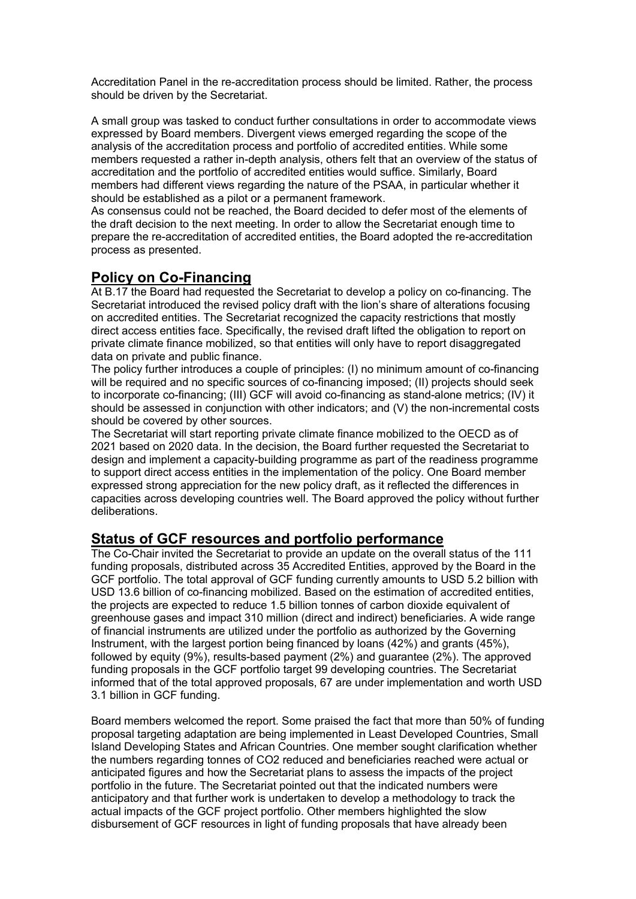Accreditation Panel in the re-accreditation process should be limited. Rather, the process should be driven by the Secretariat.

A small group was tasked to conduct further consultations in order to accommodate views expressed by Board members. Divergent views emerged regarding the scope of the analysis of the accreditation process and portfolio of accredited entities. While some members requested a rather in-depth analysis, others felt that an overview of the status of accreditation and the portfolio of accredited entities would suffice. Similarly, Board members had different views regarding the nature of the PSAA, in particular whether it should be established as a pilot or a permanent framework.
As consensus could not be reached, the Board decided to defer most of the elements of the draft decision to the next meeting. In order to allow the Secretariat enough time to prepare the re-accreditation of accredited entities, the Board adopted the re-accreditation process as presented.

## Policy on Co-Financing

At B.17 the Board had requested the Secretariat to develop a policy on co-financing. The Secretariat introduced the revised policy draft with the lion's share of alterations focusing on accredited entities. The Secretariat recognized the capacity restrictions that mostly direct access entities face. Specifically, the revised draft lifted the obligation to report on private climate finance mobilized, so that entities will only have to report disaggregated data on private and public finance.
The policy further introduces a couple of principles: (I) no minimum amount of co-financing will be required and no specific sources of co-financing imposed; (II) projects should seek to incorporate co-financing; (III) GCF will avoid co-financing as stand-alone metrics; (IV) it should be assessed in conjunction with other indicators; and (V) the non-incremental costs should be covered by other sources.
The Secretariat will start reporting private climate finance mobilized to the OECD as of 2021 based on 2020 data. In the decision, the Board further requested the Secretariat to design and implement a capacity-building programme as part of the readiness programme to support direct access entities in the implementation of the policy. One Board member expressed strong appreciation for the new policy draft, as it reflected the differences in capacities across developing countries well. The Board approved the policy without further deliberations.

## Status of GCF resources and portfolio performance

The Co-Chair invited the Secretariat to provide an update on the overall status of the 111 funding proposals, distributed across 35 Accredited Entities, approved by the Board in the GCF portfolio. The total approval of GCF funding currently amounts to USD 5.2 billion with USD 13.6 billion of co-financing mobilized. Based on the estimation of accredited entities, the projects are expected to reduce 1.5 billion tonnes of carbon dioxide equivalent of greenhouse gases and impact 310 million (direct and indirect) beneficiaries. A wide range of financial instruments are utilized under the portfolio as authorized by the Governing Instrument, with the largest portion being financed by loans (42%) and grants (45%), followed by equity (9%), results-based payment (2%) and guarantee (2%). The approved funding proposals in the GCF portfolio target 99 developing countries. The Secretariat informed that of the total approved proposals, 67 are under implementation and worth USD 3.1 billion in GCF funding.

Board members welcomed the report. Some praised the fact that more than 50% of funding proposal targeting adaptation are being implemented in Least Developed Countries, Small Island Developing States and African Countries. One member sought clarification whether the numbers regarding tonnes of $CO_2$ reduced and beneficiaries reached were actual or anticipated figures and how the Secretariat plans to assess the impacts of the project portfolio in the future. The Secretariat pointed out that the indicated numbers were anticipatory and that further work is undertaken to develop a methodology to track the actual impacts of the GCF project portfolio. Other members highlighted the slow disbursement of GCF resources in light of funding proposals that have already been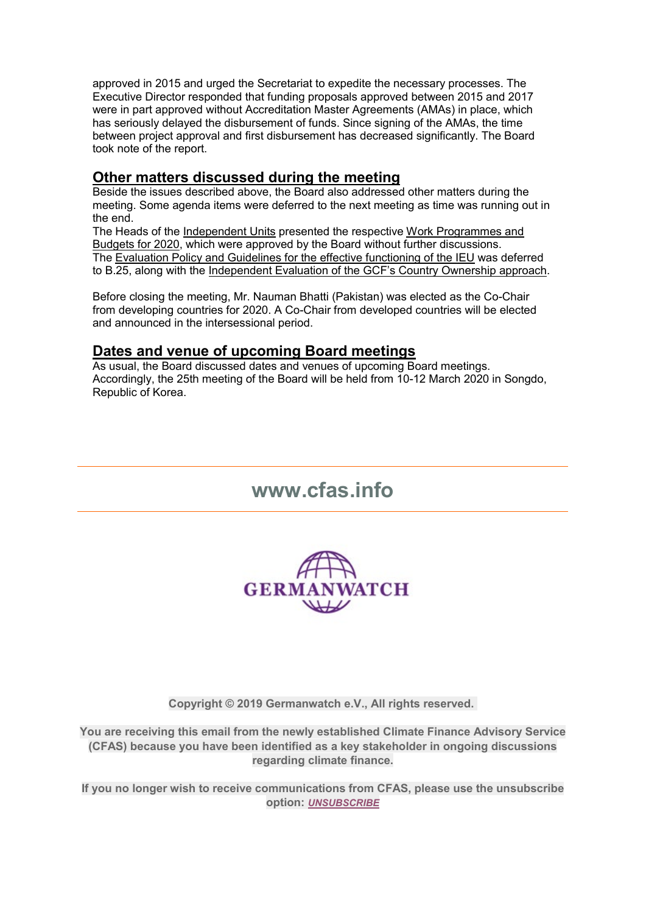approved in 2015 and urged the Secretariat to expedite the necessary processes. The Executive Director responded that funding proposals approved between 2015 and 2017 were in part approved without Accreditation Master Agreements (AMAs) in place, which has seriously delayed the disbursement of funds. Since signing of the AMAs, the time between project approval and first disbursement has decreased significantly. The Board took note of the report.

## Other matters discussed during the meeting

Beside the issues described above, the Board also addressed other matters during the meeting. Some agenda items were deferred to the next meeting as time was running out in the end.
The Heads of the Independent Units presented the respective Work Programmes and Budgets for 2020, which were approved by the Board without further discussions.
The Evaluation Policy and Guidelines for the effective functioning of the IEU was deferred to B.25, along with the Independent Evaluation of the GCF's Country Ownership approach.

Before closing the meeting, Mr. Nauman Bhatti (Pakistan) was elected as the Co-Chair from developing countries for 2020. A Co-Chair from developed countries will be elected and announced in the intersessional period.

## Dates and venue of upcoming Board meetings

As usual, the Board discussed dates and venues of upcoming Board meetings. Accordingly, the 25th meeting of the Board will be held from 10-12 March 2020 in Songdo, Republic of Korea.

---

**www.cfas.info**

---

GERMANWATCH

**Copyright © 2019 Germanwatch e.V., All rights reserved.**

**You are receiving this email from the newly established Climate Finance Advisory Service (CFAS) because you have been identified as a key stakeholder in ongoing discussions regarding climate finance.**

**If you no longer wish to receive communications from CFAS, please use the unsubscribe option: *UNSUBSCRIBE***